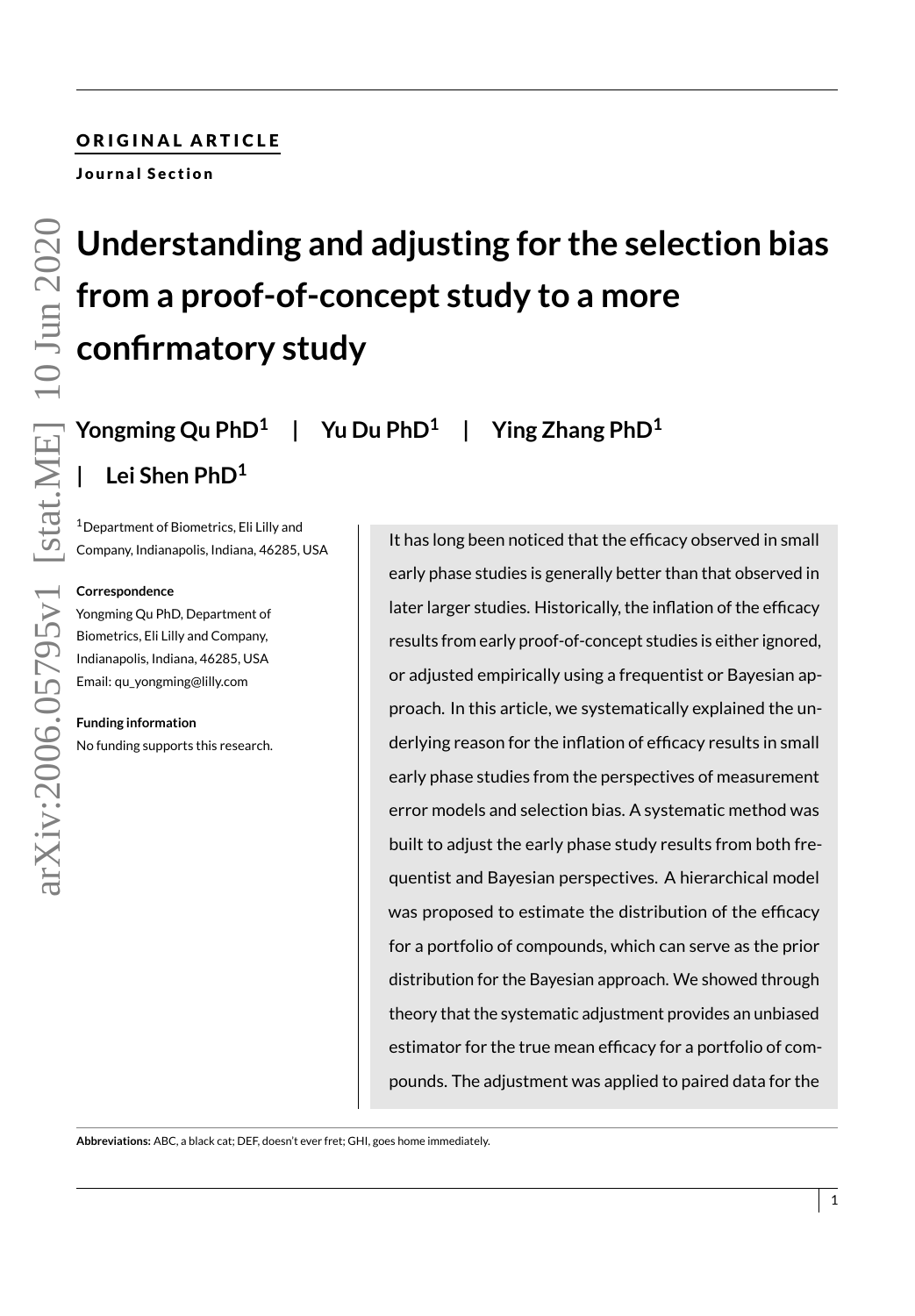ORIGINAL ARTICLE

Journal Section

# Understanding and adjusting for the selection bias from a proof-of-concept study to a more confirmatory study

**Yongming Qu PhD[1] | Yu Du PhD[1] | Ying Zhang PhD[1] | Lei Shen PhD[1]**

[1]Department of Biometrics, Eli Lilly and Company, Indianapolis, Indiana, 46285, USA

**Correspondence**

Yongming Qu PhD, Department of Biometrics, Eli Lilly and Company, Indianapolis, Indiana, 46285, USA

Email: qu_yongming@lilly.com

**Funding information**

No funding supports this research.

It has long been noticed that the efficacy observed in small early phase studies is generally better than that observed in later larger studies. Historically, the inflation of the efficacy results from early proof-of-concept studies is either ignored, or adjusted empirically using a frequentist or Bayesian approach. In this article, we systematically explained the underlying reason for the inflation of efficacy results in small early phase studies from the perspectives of measurement error models and selection bias. A systematic method was built to adjust the early phase study results from both frequentist and Bayesian perspectives. A hierarchical model was proposed to estimate the distribution of the efficacy for a portfolio of compounds, which can serve as the prior distribution for the Bayesian approach. We showed through theory that the systematic adjustment provides an unbiased estimator for the true mean efficacy for a portfolio of compounds. The adjustment was applied to paired data for the

**Abbreviations:** ABC, a black cat; DEF, doesn't ever fret; GHI, goes home immediately.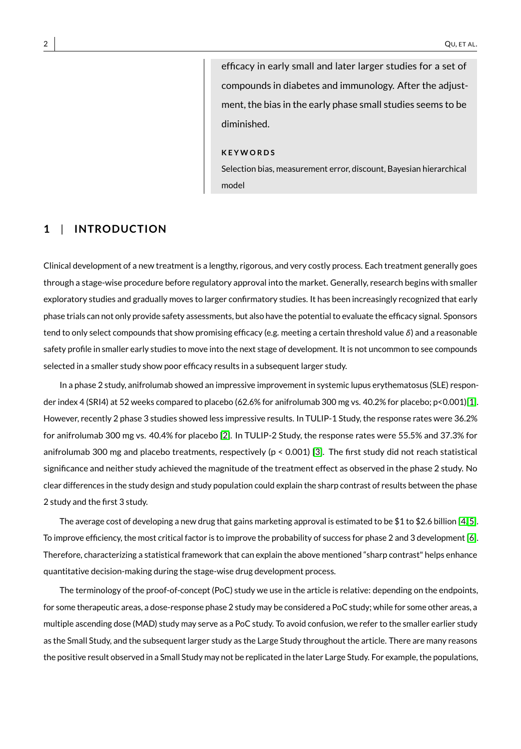efficacy in early small and later larger studies for a set of compounds in diabetes and immunology. After the adjustment, the bias in the early phase small studies seems to be diminished.

**KEYWORDS**

Selection bias, measurement error, discount, Bayesian hierarchical model

## 1 | INTRODUCTION

Clinical development of a new treatment is a lengthy, rigorous, and very costly process. Each treatment generally goes through a stage-wise procedure before regulatory approval into the market. Generally, research begins with smaller exploratory studies and gradually moves to larger confirmatory studies. It has been increasingly recognized that early phase trials can not only provide safety assessments, but also have the potential to evaluate the efficacy signal. Sponsors tend to only select compounds that show promising efficacy (e.g. meeting a certain threshold value $\delta$) and a reasonable safety profile in smaller early studies to move into the next stage of development. It is not uncommon to see compounds selected in a smaller study show poor efficacy results in a subsequent larger study.

In a phase 2 study, anifrolumab showed an impressive improvement in systemic lupus erythematosus (SLE) responder index 4 (SRI4) at 52 weeks compared to placebo (62.6% for anifrolumab 300 mg vs. 40.2% for placebo; $p<0.001$)[1]. However, recently 2 phase 3 studies showed less impressive results. In TULIP-1 Study, the response rates were 36.2% for anifrolumab 300 mg vs. 40.4% for placebo [2]. In TULIP-2 Study, the response rates were 55.5% and 37.3% for anifrolumab 300 mg and placebo treatments, respectively ($p < 0.001$) [3]. The first study did not reach statistical significance and neither study achieved the magnitude of the treatment effect as observed in the phase 2 study. No clear differences in the study design and study population could explain the sharp contrast of results between the phase 2 study and the first 3 study.

The average cost of developing a new drug that gains marketing approval is estimated to be \$1 to \$2.6 billion [4,5]. To improve efficiency, the most critical factor is to improve the probability of success for phase 2 and 3 development [6]. Therefore, characterizing a statistical framework that can explain the above mentioned "sharp contrast" helps enhance quantitative decision-making during the stage-wise drug development process.

The terminology of the proof-of-concept (PoC) study we use in the article is relative: depending on the endpoints, for some therapeutic areas, a dose-response phase 2 study may be considered a PoC study; while for some other areas, a multiple ascending dose (MAD) study may serve as a PoC study. To avoid confusion, we refer to the smaller earlier study as the Small Study, and the subsequent larger study as the Large Study throughout the article. There are many reasons the positive result observed in a Small Study may not be replicated in the later Large Study. For example, the populations,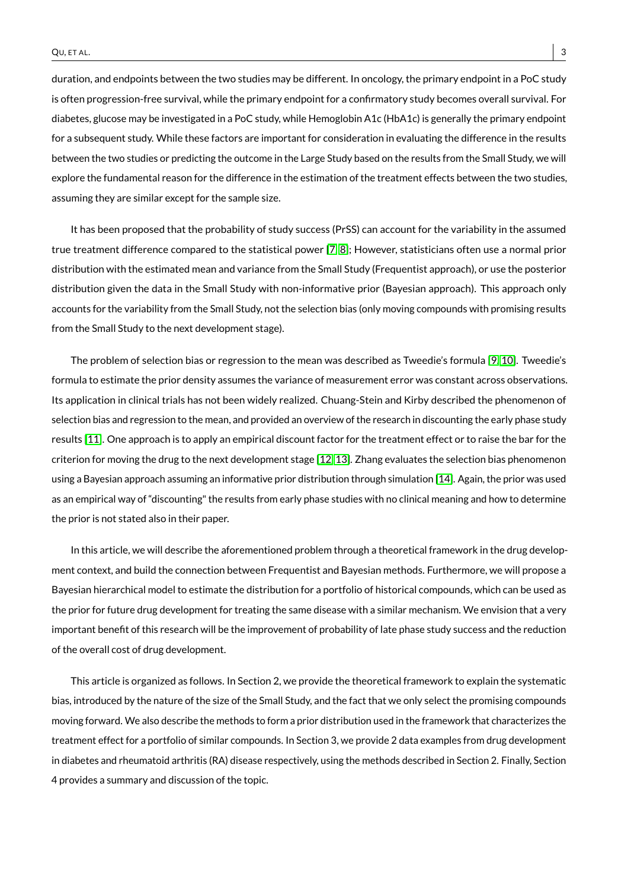duration, and endpoints between the two studies may be different. In oncology, the primary endpoint in a PoC study is often progression-free survival, while the primary endpoint for a confirmatory study becomes overall survival. For diabetes, glucose may be investigated in a PoC study, while Hemoglobin A1c (HbA1c) is generally the primary endpoint for a subsequent study. While these factors are important for consideration in evaluating the difference in the results between the two studies or predicting the outcome in the Large Study based on the results from the Small Study, we will explore the fundamental reason for the difference in the estimation of the treatment effects between the two studies, assuming they are similar except for the sample size.

It has been proposed that the probability of study success (PrSS) can account for the variability in the assumed true treatment difference compared to the statistical power [7, 8]; However, statisticians often use a normal prior distribution with the estimated mean and variance from the Small Study (Frequentist approach), or use the posterior distribution given the data in the Small Study with non-informative prior (Bayesian approach). This approach only accounts for the variability from the Small Study, not the selection bias (only moving compounds with promising results from the Small Study to the next development stage).

The problem of selection bias or regression to the mean was described as Tweedie's formula [9, 10]. Tweedie's formula to estimate the prior density assumes the variance of measurement error was constant across observations. Its application in clinical trials has not been widely realized. Chuang-Stein and Kirby described the phenomenon of selection bias and regression to the mean, and provided an overview of the research in discounting the early phase study results [11]. One approach is to apply an empirical discount factor for the treatment effect or to raise the bar for the criterion for moving the drug to the next development stage [12, 13]. Zhang evaluates the selection bias phenomenon using a Bayesian approach assuming an informative prior distribution through simulation [14]. Again, the prior was used as an empirical way of "discounting" the results from early phase studies with no clinical meaning and how to determine the prior is not stated also in their paper.

In this article, we will describe the aforementioned problem through a theoretical framework in the drug development context, and build the connection between Frequentist and Bayesian methods. Furthermore, we will propose a Bayesian hierarchical model to estimate the distribution for a portfolio of historical compounds, which can be used as the prior for future drug development for treating the same disease with a similar mechanism. We envision that a very important benefit of this research will be the improvement of probability of late phase study success and the reduction of the overall cost of drug development.

This article is organized as follows. In Section 2, we provide the theoretical framework to explain the systematic bias, introduced by the nature of the size of the Small Study, and the fact that we only select the promising compounds moving forward. We also describe the methods to form a prior distribution used in the framework that characterizes the treatment effect for a portfolio of similar compounds. In Section 3, we provide 2 data examples from drug development in diabetes and rheumatoid arthritis (RA) disease respectively, using the methods described in Section 2. Finally, Section 4 provides a summary and discussion of the topic.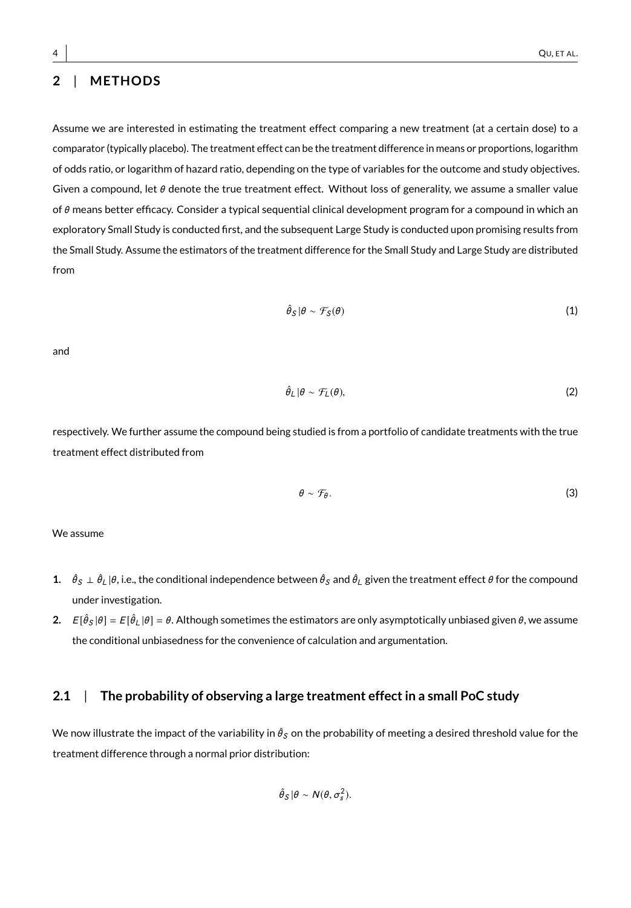## 2 | METHODS

Assume we are interested in estimating the treatment effect comparing a new treatment (at a certain dose) to a comparator (typically placebo). The treatment effect can be the treatment difference in means or proportions, logarithm of odds ratio, or logarithm of hazard ratio, depending on the type of variables for the outcome and study objectives. Given a compound, let $\theta$ denote the true treatment effect. Without loss of generality, we assume a smaller value of $\theta$ means better efficacy. Consider a typical sequential clinical development program for a compound in which an exploratory Small Study is conducted first, and the subsequent Large Study is conducted upon promising results from the Small Study. Assume the estimators of the treatment difference for the Small Study and Large Study are distributed from

$$\hat{\theta}_S | \theta \sim \mathcal{F}_S(\theta) \tag{1}$$

and

$$\hat{\theta}_L | \theta \sim \mathcal{F}_L(\theta), \tag{2}$$

respectively. We further assume the compound being studied is from a portfolio of candidate treatments with the true treatment effect distributed from

$$\theta \sim \mathcal{F}_\theta. \tag{3}$$

We assume

1. $\hat{\theta}_S \perp \hat{\theta}_L | \theta$, i.e., the conditional independence between $\hat{\theta}_S$ and $\hat{\theta}_L$ given the treatment effect $\theta$ for the compound under investigation.
2. $E[\hat{\theta}_S | \theta] = E[\hat{\theta}_L | \theta] = \theta$. Although sometimes the estimators are only asymptotically unbiased given $\theta$, we assume the conditional unbiasedness for the convenience of calculation and argumentation.

### 2.1 | The probability of observing a large treatment effect in a small PoC study

We now illustrate the impact of the variability in $\hat{\theta}_S$ on the probability of meeting a desired threshold value for the treatment difference through a normal prior distribution:

$$\hat{\theta}_S | \theta \sim N(\theta, \sigma_s^2).$$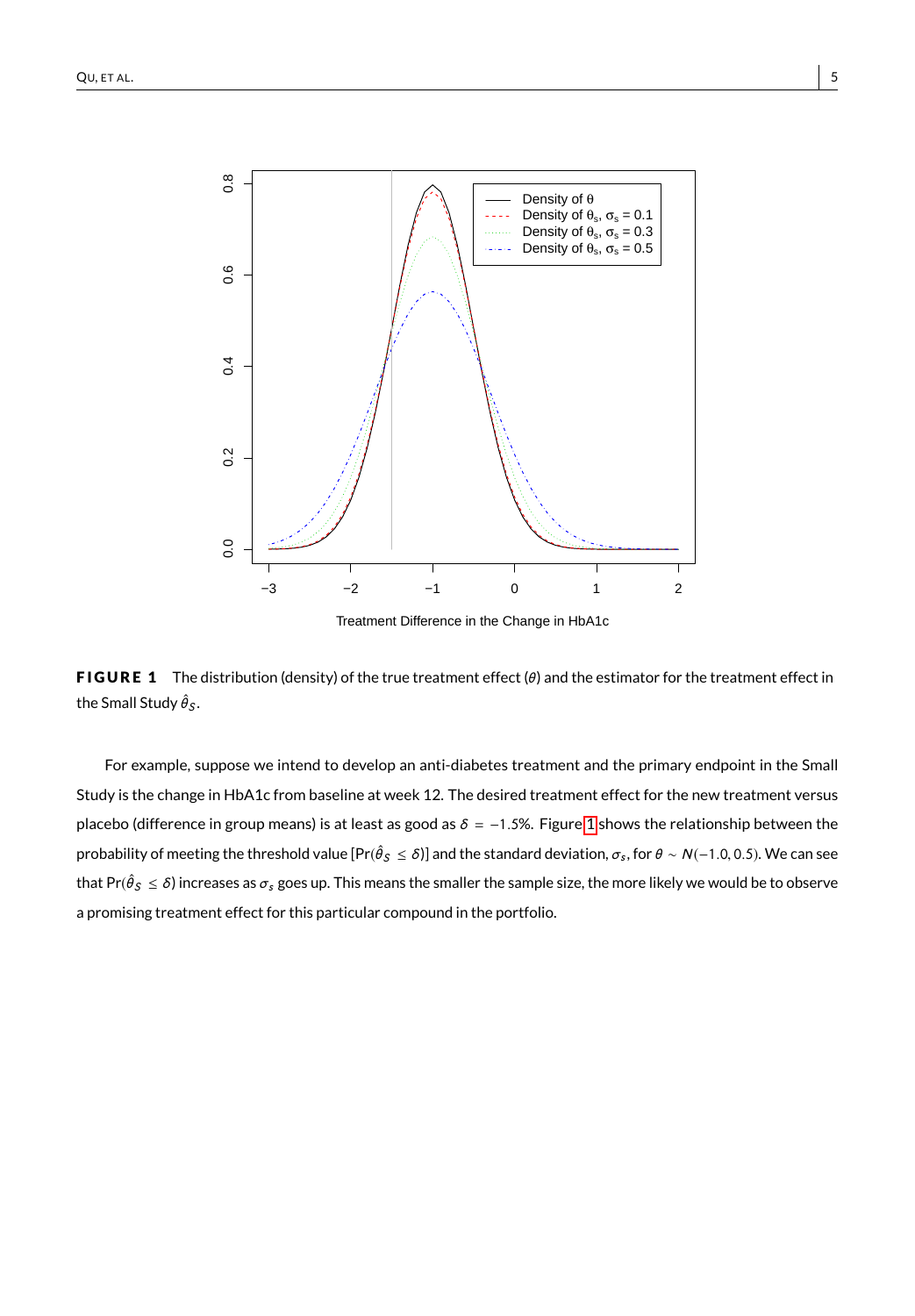**FIGURE 1** The distribution (density) of the true treatment effect ($\theta$) and the estimator for the treatment effect in the Small Study $\hat{\theta}_S$.

For example, suppose we intend to develop an anti-diabetes treatment and the primary endpoint in the Small Study is the change in HbA1c from baseline at week 12. The desired treatment effect for the new treatment versus placebo (difference in group means) is at least as good as $\delta = -1.5\%$. Figure 1 shows the relationship between the probability of meeting the threshold value [$\Pr(\hat{\theta}_S \leq \delta)$] and the standard deviation, $\sigma_s$, for $\theta \sim N(-1.0, 0.5)$. We can see that $\Pr(\hat{\theta}_S \leq \delta)$ increases as $\sigma_s$ goes up. This means the smaller the sample size, the more likely we would be to observe a promising treatment effect for this particular compound in the portfolio.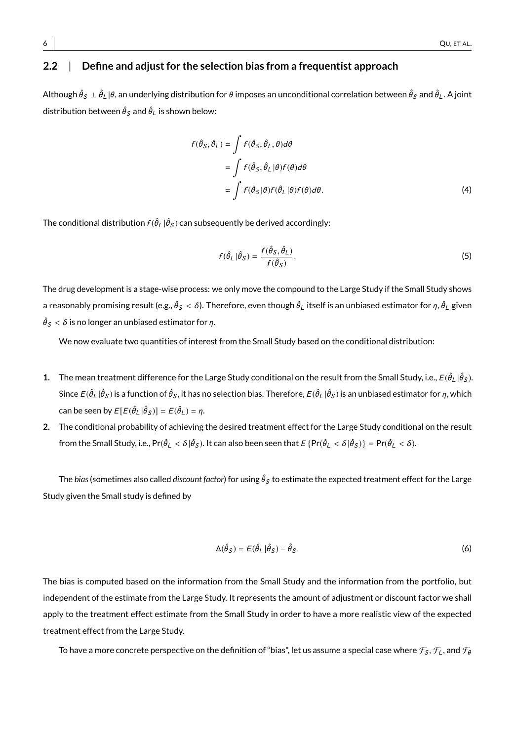## 2.2 | Define and adjust for the selection bias from a frequentist approach

Although $\hat{\theta}_S \perp \hat{\theta}_L | \theta$, an underlying distribution for $\theta$ imposes an unconditional correlation between $\hat{\theta}_S$ and $\hat{\theta}_L$. A joint distribution between $\hat{\theta}_S$ and $\hat{\theta}_L$ is shown below:

$$
\begin{aligned}
f(\hat{\theta}_S, \hat{\theta}_L) &= \int f(\hat{\theta}_S, \hat{\theta}_L, \theta) d\theta \\
&= \int f(\hat{\theta}_S, \hat{\theta}_L | \theta) f(\theta) d\theta \\
&= \int f(\hat{\theta}_S | \theta) f(\hat{\theta}_L | \theta) f(\theta) d\theta. \qquad (4)
\end{aligned}
$$

The conditional distribution $f(\hat{\theta}_L | \hat{\theta}_S)$ can subsequently be derived accordingly:

$$
f(\hat{\theta}_L | \hat{\theta}_S) = \frac{f(\hat{\theta}_S, \hat{\theta}_L)}{f(\hat{\theta}_S)}. \qquad (5)
$$

The drug development is a stage-wise process: we only move the compound to the Large Study if the Small Study shows a reasonably promising result (e.g., $\hat{\theta}_S < \delta$). Therefore, even though $\hat{\theta}_L$ itself is an unbiased estimator for $\eta$, $\hat{\theta}_L$ given $\hat{\theta}_S < \delta$ is no longer an unbiased estimator for $\eta$.

We now evaluate two quantities of interest from the Small Study based on the conditional distribution:

1. The mean treatment difference for the Large Study conditional on the result from the Small Study, i.e., $E(\hat{\theta}_L | \hat{\theta}_S)$. Since $E(\hat{\theta}_L | \hat{\theta}_S)$ is a function of $\hat{\theta}_S$, it has no selection bias. Therefore, $E(\hat{\theta}_L | \hat{\theta}_S)$ is an unbiased estimator for $\eta$, which can be seen by $E[E(\hat{\theta}_L | \hat{\theta}_S)] = E(\hat{\theta}_L) = \eta$.
2. The conditional probability of achieving the desired treatment effect for the Large Study conditional on the result from the Small Study, i.e., $\Pr(\hat{\theta}_L < \delta | \hat{\theta}_S)$. It can also been seen that $E\{\Pr(\hat{\theta}_L < \delta | \hat{\theta}_S)\} = \Pr(\hat{\theta}_L < \delta)$.

The *bias* (sometimes also called *discount factor*) for using $\hat{\theta}_S$ to estimate the expected treatment effect for the Large Study given the Small study is defined by

$$
\Delta(\hat{\theta}_S) = E(\hat{\theta}_L | \hat{\theta}_S) - \hat{\theta}_S. \qquad (6)
$$

The bias is computed based on the information from the Small Study and the information from the portfolio, but independent of the estimate from the Large Study. It represents the amount of adjustment or discount factor we shall apply to the treatment effect estimate from the Small Study in order to have a more realistic view of the expected treatment effect from the Large Study.

To have a more concrete perspective on the definition of "bias", let us assume a special case where $\mathcal{F}_S$, $\mathcal{F}_L$, and $\mathcal{F}_\theta$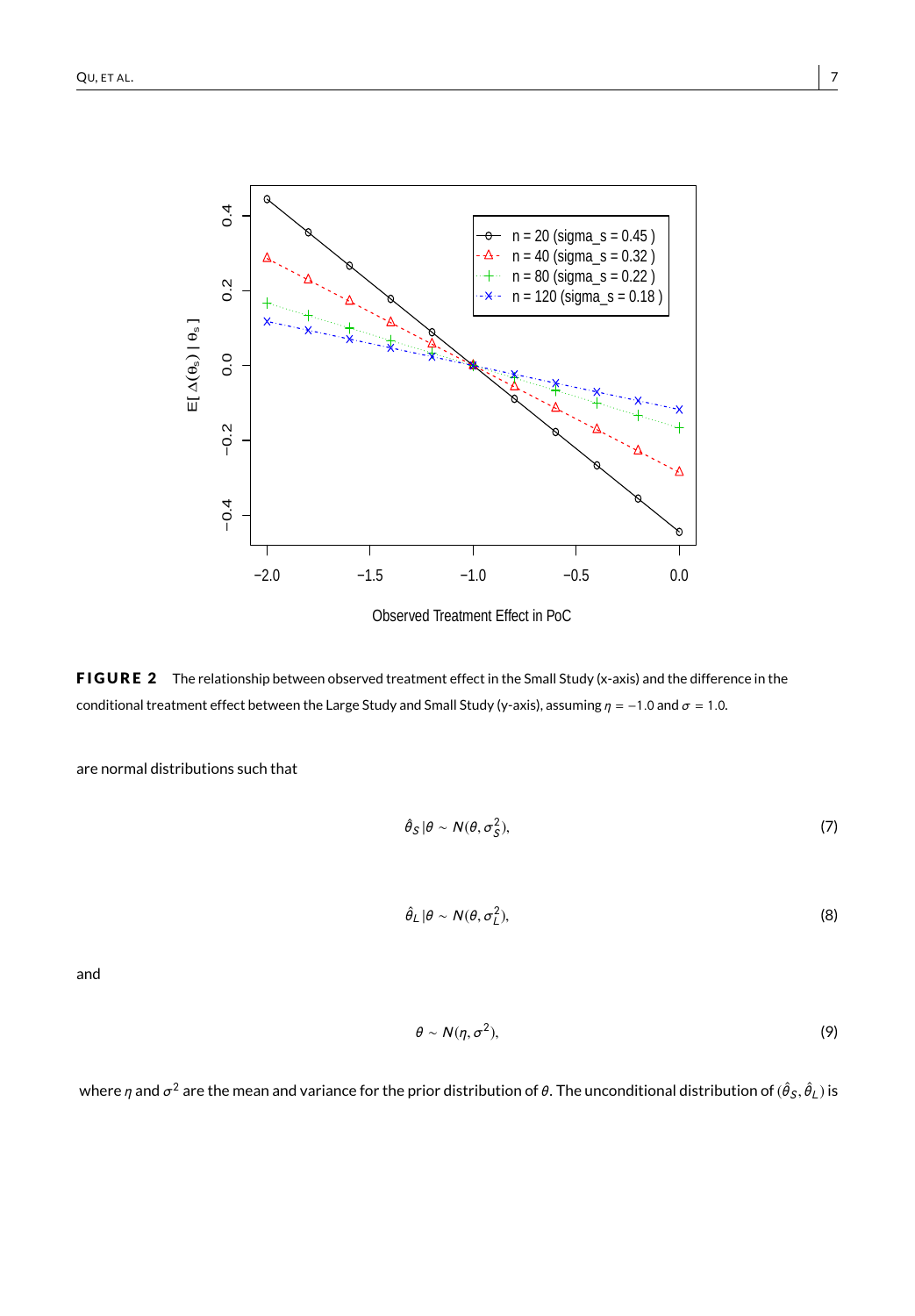**FIGURE 2** The relationship between observed treatment effect in the Small Study (x-axis) and the difference in the conditional treatment effect between the Large Study and Small Study (y-axis), assuming $\eta = -1.0$ and $\sigma = 1.0$.

are normal distributions such that

$$\hat{\theta}_S | \theta \sim N(\theta, \sigma_S^2), \tag{7}$$

$$\hat{\theta}_L | \theta \sim N(\theta, \sigma_L^2), \tag{8}$$

and

$$\theta \sim N(\eta, \sigma^2), \tag{9}$$

where $\eta$ and $\sigma^2$ are the mean and variance for the prior distribution of $\theta$. The unconditional distribution of $(\hat{\theta}_S, \hat{\theta}_L)$ is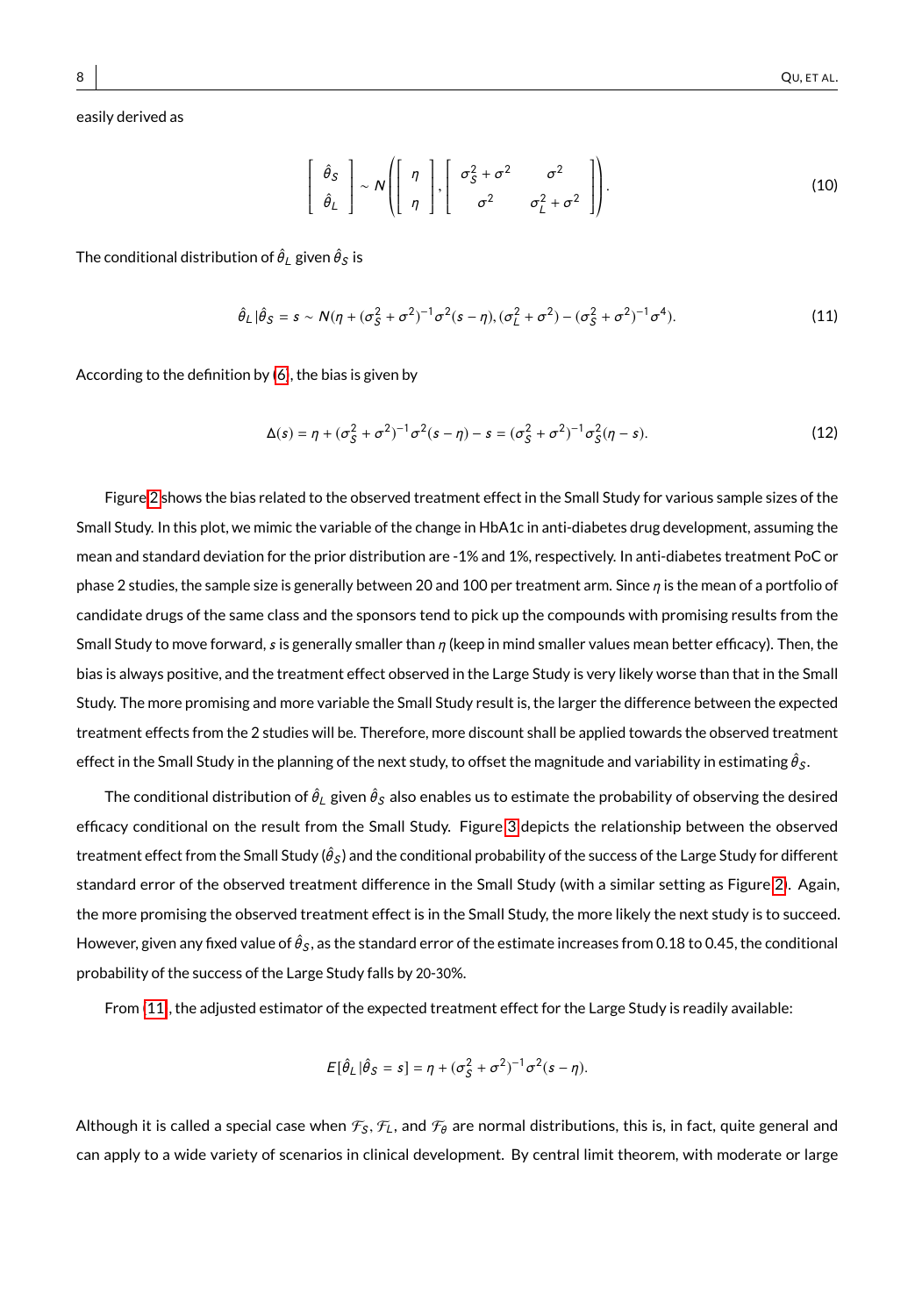easily derived as

$$\begin{bmatrix} \hat{\theta}_S \\ \hat{\theta}_L \end{bmatrix} \sim N\left( \begin{bmatrix} \eta \\ \eta \end{bmatrix}, \begin{bmatrix} \sigma_S^2 + \sigma^2 & \sigma^2 \\ \sigma^2 & \sigma_L^2 + \sigma^2 \end{bmatrix} \right). \tag{10}$$

The conditional distribution of $\hat{\theta}_L$ given $\hat{\theta}_S$ is

$$\hat{\theta}_L | \hat{\theta}_S = s \sim N(\eta + (\sigma_S^2 + \sigma^2)^{-1}\sigma^2(s - \eta), (\sigma_L^2 + \sigma^2) - (\sigma_S^2 + \sigma^2)^{-1}\sigma^4). \tag{11}$$

According to the definition by (6), the bias is given by

$$\Delta(s) = \eta + (\sigma_S^2 + \sigma^2)^{-1}\sigma^2(s - \eta) - s = (\sigma_S^2 + \sigma^2)^{-1}\sigma_S^2(\eta - s). \tag{12}$$

Figure 2 shows the bias related to the observed treatment effect in the Small Study for various sample sizes of the Small Study. In this plot, we mimic the variable of the change in HbA1c in anti-diabetes drug development, assuming the mean and standard deviation for the prior distribution are -1% and 1%, respectively. In anti-diabetes treatment PoC or phase 2 studies, the sample size is generally between 20 and 100 per treatment arm. Since $\eta$ is the mean of a portfolio of candidate drugs of the same class and the sponsors tend to pick up the compounds with promising results from the Small Study to move forward, $s$ is generally smaller than $\eta$ (keep in mind smaller values mean better efficacy). Then, the bias is always positive, and the treatment effect observed in the Large Study is very likely worse than that in the Small Study. The more promising and more variable the Small Study result is, the larger the difference between the expected treatment effects from the 2 studies will be. Therefore, more discount shall be applied towards the observed treatment effect in the Small Study in the planning of the next study, to offset the magnitude and variability in estimating $\hat{\theta}_S$.

The conditional distribution of $\hat{\theta}_L$ given $\hat{\theta}_S$ also enables us to estimate the probability of observing the desired efficacy conditional on the result from the Small Study. Figure 3 depicts the relationship between the observed treatment effect from the Small Study ($\hat{\theta}_S$) and the conditional probability of the success of the Large Study for different standard error of the observed treatment difference in the Small Study (with a similar setting as Figure 2). Again, the more promising the observed treatment effect is in the Small Study, the more likely the next study is to succeed. However, given any fixed value of $\hat{\theta}_S$, as the standard error of the estimate increases from 0.18 to 0.45, the conditional probability of the success of the Large Study falls by 20-30%.

From (11), the adjusted estimator of the expected treatment effect for the Large Study is readily available:

$$E[\hat{\theta}_L | \hat{\theta}_S = s] = \eta + (\sigma_S^2 + \sigma^2)^{-1}\sigma^2(s - \eta).$$

Although it is called a special case when $\mathcal{F}_S$, $\mathcal{F}_L$, and $\mathcal{F}_\theta$ are normal distributions, this is, in fact, quite general and can apply to a wide variety of scenarios in clinical development. By central limit theorem, with moderate or large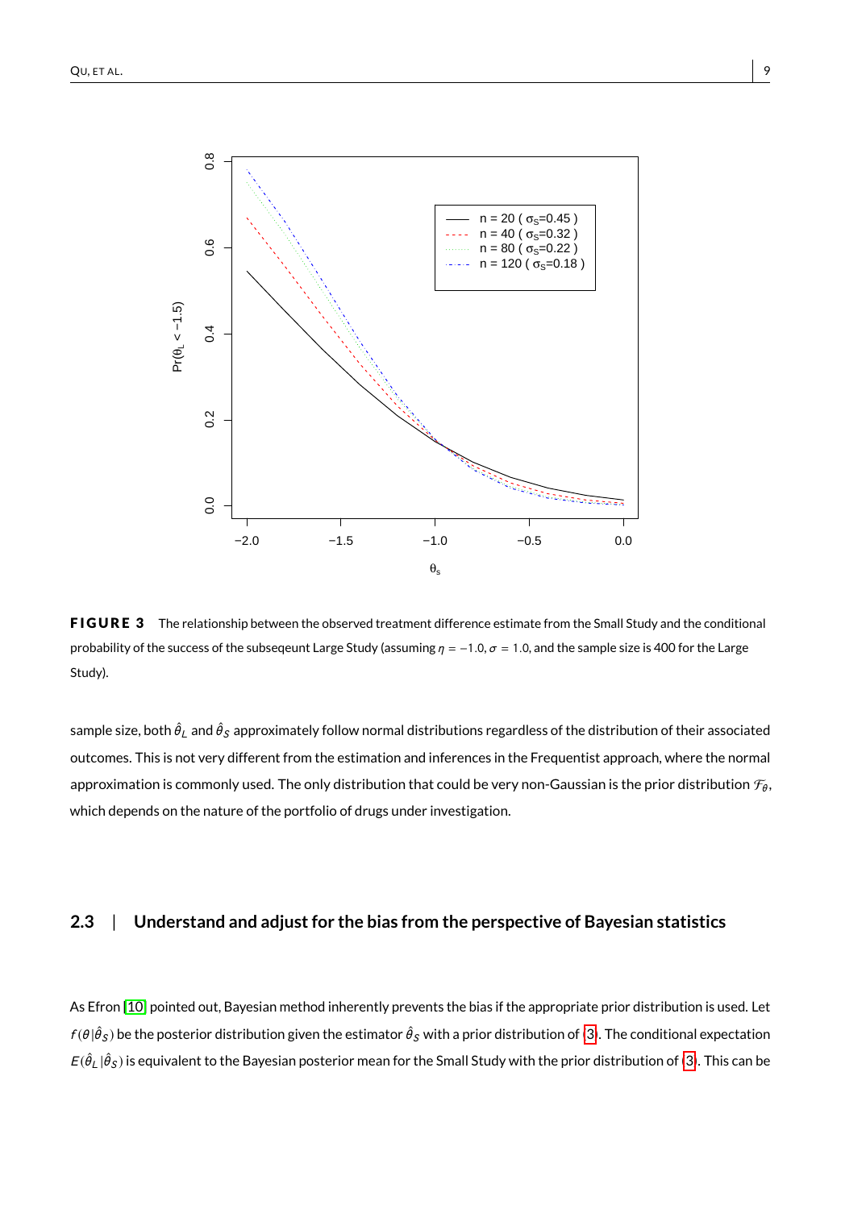**FIGURE 3** The relationship between the observed treatment difference estimate from the Small Study and the conditional probability of the success of the subseqeunt Large Study (assuming $\eta = -1.0, \sigma = 1.0$, and the sample size is 400 for the Large Study).

sample size, both $\hat{\theta}_L$ and $\hat{\theta}_S$ approximately follow normal distributions regardless of the distribution of their associated outcomes. This is not very different from the estimation and inferences in the Frequentist approach, where the normal approximation is commonly used. The only distribution that could be very non-Gaussian is the prior distribution $\mathcal{F}_\theta$, which depends on the nature of the portfolio of drugs under investigation.

## 2.3 | Understand and adjust for the bias from the perspective of Bayesian statistics

As Efron [10] pointed out, Bayesian method inherently prevents the bias if the appropriate prior distribution is used. Let $f(\theta|\hat{\theta}_S)$ be the posterior distribution given the estimator $\hat{\theta}_S$ with a prior distribution of (3). The conditional expectation $E(\hat{\theta}_L|\hat{\theta}_S)$ is equivalent to the Bayesian posterior mean for the Small Study with the prior distribution of (3). This can be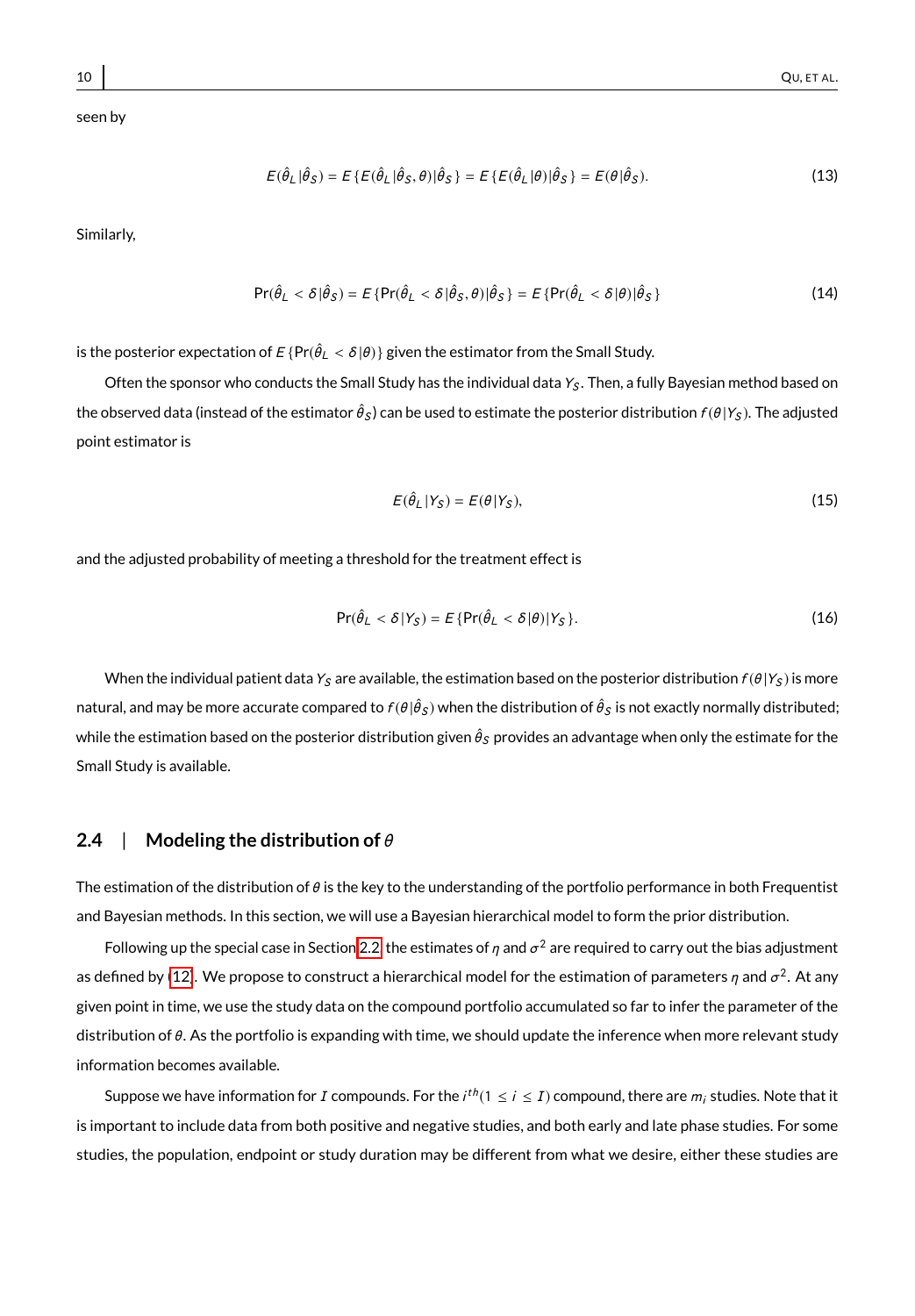seen by

$$E(\hat{\theta}_L|\hat{\theta}_S) = E\{E(\hat{\theta}_L|\hat{\theta}_S, \theta)|\hat{\theta}_S\} = E\{E(\hat{\theta}_L|\theta)|\hat{\theta}_S\} = E(\theta|\hat{\theta}_S). \tag{13}$$

Similarly,

$$\Pr(\hat{\theta}_L < \delta|\hat{\theta}_S) = E\{\Pr(\hat{\theta}_L < \delta|\hat{\theta}_S, \theta)|\hat{\theta}_S\} = E\{\Pr(\hat{\theta}_L < \delta|\theta)|\hat{\theta}_S\} \tag{14}$$

is the posterior expectation of $E\{\Pr(\hat{\theta}_L < \delta|\theta)\}$ given the estimator from the Small Study.

Often the sponsor who conducts the Small Study has the individual data $Y_S$. Then, a fully Bayesian method based on the observed data (instead of the estimator $\hat{\theta}_S$) can be used to estimate the posterior distribution $f(\theta|Y_S)$. The adjusted point estimator is

$$E(\hat{\theta}_L|Y_S) = E(\theta|Y_S), \tag{15}$$

and the adjusted probability of meeting a threshold for the treatment effect is

$$\Pr(\hat{\theta}_L < \delta|Y_S) = E\{\Pr(\hat{\theta}_L < \delta|\theta)|Y_S\}. \tag{16}$$

When the individual patient data $Y_S$ are available, the estimation based on the posterior distribution $f(\theta|Y_S)$ is more natural, and may be more accurate compared to $f(\theta|\hat{\theta}_S)$ when the distribution of $\hat{\theta}_S$ is not exactly normally distributed; while the estimation based on the posterior distribution given $\hat{\theta}_S$ provides an advantage when only the estimate for the Small Study is available.

## 2.4 | Modeling the distribution of $\theta$

The estimation of the distribution of $\theta$ is the key to the understanding of the portfolio performance in both Frequentist and Bayesian methods. In this section, we will use a Bayesian hierarchical model to form the prior distribution.

Following up the special case in Section 2.2, the estimates of $\eta$ and $\sigma^2$ are required to carry out the bias adjustment as defined by (12). We propose to construct a hierarchical model for the estimation of parameters $\eta$ and $\sigma^2$. At any given point in time, we use the study data on the compound portfolio accumulated so far to infer the parameter of the distribution of $\theta$. As the portfolio is expanding with time, we should update the inference when more relevant study information becomes available.

Suppose we have information for $I$ compounds. For the $i^{th}(1 \le i \le I)$ compound, there are $m_i$ studies. Note that it is important to include data from both positive and negative studies, and both early and late phase studies. For some studies, the population, endpoint or study duration may be different from what we desire, either these studies are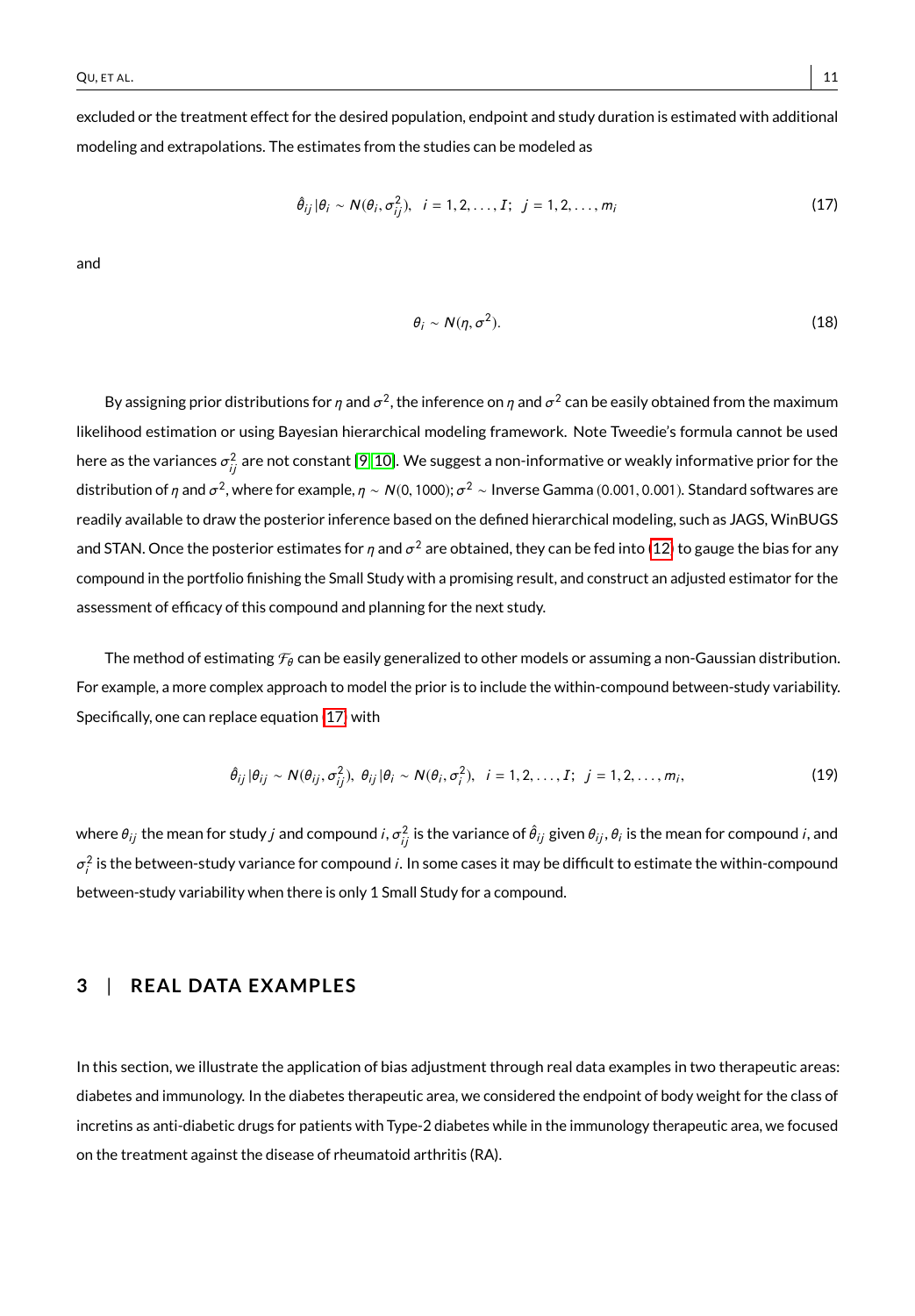excluded or the treatment effect for the desired population, endpoint and study duration is estimated with additional modeling and extrapolations. The estimates from the studies can be modeled as

$$\hat{\theta}_{ij} | \theta_i \sim N(\theta_i, \sigma_{ij}^2), \quad i = 1, 2, \ldots, I; \;\; j = 1, 2, \ldots, m_i \tag{17}$$

and

$$\theta_i \sim N(\eta, \sigma^2). \tag{18}$$

By assigning prior distributions for $\eta$ and $\sigma^2$, the inference on $\eta$ and $\sigma^2$ can be easily obtained from the maximum likelihood estimation or using Bayesian hierarchical modeling framework. Note Tweedie's formula cannot be used here as the variances $\sigma_{ij}^2$ are not constant [9, 10]. We suggest a non-informative or weakly informative prior for the distribution of $\eta$ and $\sigma^2$, where for example, $\eta \sim N(0, 1000)$; $\sigma^2 \sim$ Inverse Gamma $(0.001, 0.001)$. Standard softwares are readily available to draw the posterior inference based on the defined hierarchical modeling, such as JAGS, WinBUGS and STAN. Once the posterior estimates for $\eta$ and $\sigma^2$ are obtained, they can be fed into (12) to gauge the bias for any compound in the portfolio finishing the Small Study with a promising result, and construct an adjusted estimator for the assessment of efficacy of this compound and planning for the next study.

The method of estimating $\mathcal{F}_\theta$ can be easily generalized to other models or assuming a non-Gaussian distribution. For example, a more complex approach to model the prior is to include the within-compound between-study variability. Specifically, one can replace equation (17) with

$$\hat{\theta}_{ij} | \theta_{ij} \sim N(\theta_{ij}, \sigma_{ij}^2), \;\; \theta_{ij} | \theta_i \sim N(\theta_i, \sigma_i^2), \quad i = 1, 2, \ldots, I; \;\; j = 1, 2, \ldots, m_i, \tag{19}$$

where $\theta_{ij}$ the mean for study $j$ and compound $i$, $\sigma_{ij}^2$ is the variance of $\hat{\theta}_{ij}$ given $\theta_{ij}$, $\theta_i$ is the mean for compound $i$, and $\sigma_i^2$ is the between-study variance for compound $i$. In some cases it may be difficult to estimate the within-compound between-study variability when there is only 1 Small Study for a compound.

## 3 | REAL DATA EXAMPLES

In this section, we illustrate the application of bias adjustment through real data examples in two therapeutic areas: diabetes and immunology. In the diabetes therapeutic area, we considered the endpoint of body weight for the class of incretins as anti-diabetic drugs for patients with Type-2 diabetes while in the immunology therapeutic area, we focused on the treatment against the disease of rheumatoid arthritis (RA).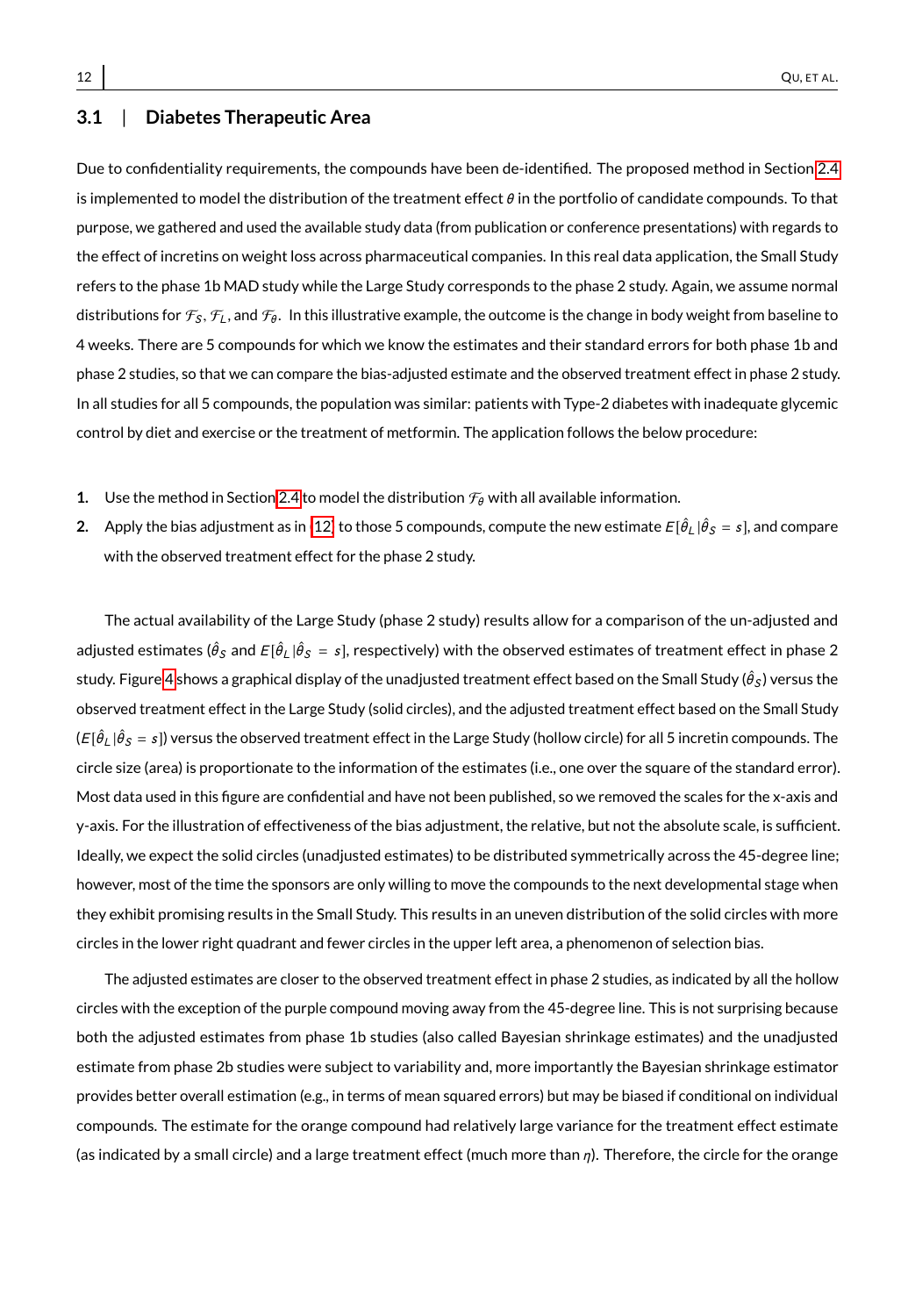### 3.1 | Diabetes Therapeutic Area

Due to confidentiality requirements, the compounds have been de-identified. The proposed method in Section 2.4 is implemented to model the distribution of the treatment effect $\theta$ in the portfolio of candidate compounds. To that purpose, we gathered and used the available study data (from publication or conference presentations) with regards to the effect of incretins on weight loss across pharmaceutical companies. In this real data application, the Small Study refers to the phase 1b MAD study while the Large Study corresponds to the phase 2 study. Again, we assume normal distributions for $\mathcal{F}_S$, $\mathcal{F}_L$, and $\mathcal{F}_\theta$. In this illustrative example, the outcome is the change in body weight from baseline to 4 weeks. There are 5 compounds for which we know the estimates and their standard errors for both phase 1b and phase 2 studies, so that we can compare the bias-adjusted estimate and the observed treatment effect in phase 2 study. In all studies for all 5 compounds, the population was similar: patients with Type-2 diabetes with inadequate glycemic control by diet and exercise or the treatment of metformin. The application follows the below procedure:

1. Use the method in Section 2.4 to model the distribution $\mathcal{F}_\theta$ with all available information.
2. Apply the bias adjustment as in [12] to those 5 compounds, compute the new estimate $E[\hat{\theta}_L|\hat{\theta}_S = s]$, and compare with the observed treatment effect for the phase 2 study.

The actual availability of the Large Study (phase 2 study) results allow for a comparison of the un-adjusted and adjusted estimates ($\hat{\theta}_S$ and $E[\hat{\theta}_L|\hat{\theta}_S = s]$, respectively) with the observed estimates of treatment effect in phase 2 study. Figure 4 shows a graphical display of the unadjusted treatment effect based on the Small Study ($\hat{\theta}_S$) versus the observed treatment effect in the Large Study (solid circles), and the adjusted treatment effect based on the Small Study ($E[\hat{\theta}_L|\hat{\theta}_S = s]$) versus the observed treatment effect in the Large Study (hollow circle) for all 5 incretin compounds. The circle size (area) is proportionate to the information of the estimates (i.e., one over the square of the standard error). Most data used in this figure are confidential and have not been published, so we removed the scales for the x-axis and y-axis. For the illustration of effectiveness of the bias adjustment, the relative, but not the absolute scale, is sufficient. Ideally, we expect the solid circles (unadjusted estimates) to be distributed symmetrically across the 45-degree line; however, most of the time the sponsors are only willing to move the compounds to the next developmental stage when they exhibit promising results in the Small Study. This results in an uneven distribution of the solid circles with more circles in the lower right quadrant and fewer circles in the upper left area, a phenomenon of selection bias.

The adjusted estimates are closer to the observed treatment effect in phase 2 studies, as indicated by all the hollow circles with the exception of the purple compound moving away from the 45-degree line. This is not surprising because both the adjusted estimates from phase 1b studies (also called Bayesian shrinkage estimates) and the unadjusted estimate from phase 2b studies were subject to variability and, more importantly the Bayesian shrinkage estimator provides better overall estimation (e.g., in terms of mean squared errors) but may be biased if conditional on individual compounds. The estimate for the orange compound had relatively large variance for the treatment effect estimate (as indicated by a small circle) and a large treatment effect (much more than $\eta$). Therefore, the circle for the orange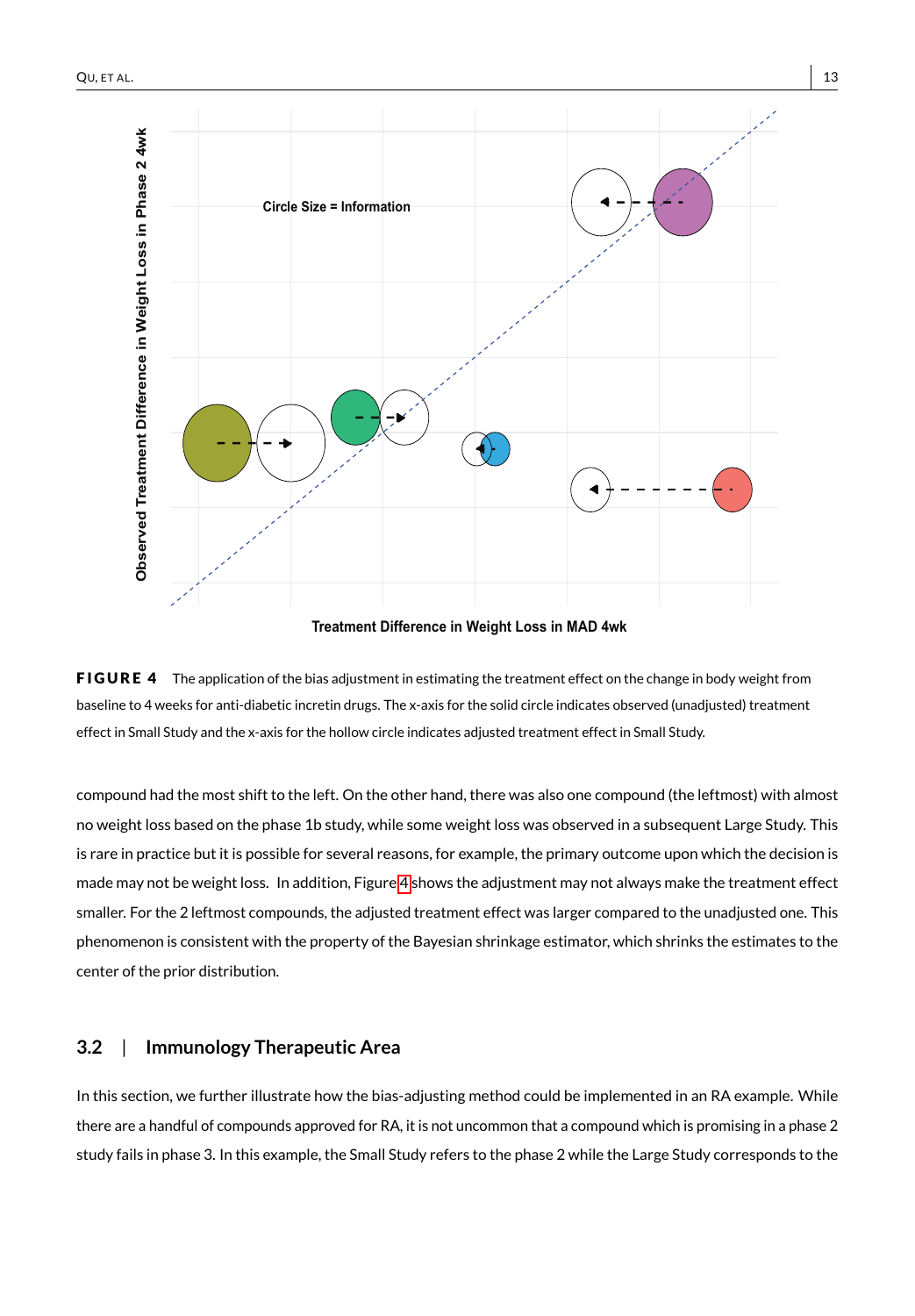**FIGURE 4** The application of the bias adjustment in estimating the treatment effect on the change in body weight from baseline to 4 weeks for anti-diabetic incretin drugs. The x-axis for the solid circle indicates observed (unadjusted) treatment effect in Small Study and the x-axis for the hollow circle indicates adjusted treatment effect in Small Study.

compound had the most shift to the left. On the other hand, there was also one compound (the leftmost) with almost no weight loss based on the phase 1b study, while some weight loss was observed in a subsequent Large Study. This is rare in practice but it is possible for several reasons, for example, the primary outcome upon which the decision is made may not be weight loss. In addition, Figure 4 shows the adjustment may not always make the treatment effect smaller. For the 2 leftmost compounds, the adjusted treatment effect was larger compared to the unadjusted one. This phenomenon is consistent with the property of the Bayesian shrinkage estimator, which shrinks the estimates to the center of the prior distribution.

## 3.2 | Immunology Therapeutic Area

In this section, we further illustrate how the bias-adjusting method could be implemented in an RA example. While there are a handful of compounds approved for RA, it is not uncommon that a compound which is promising in a phase 2 study fails in phase 3. In this example, the Small Study refers to the phase 2 while the Large Study corresponds to the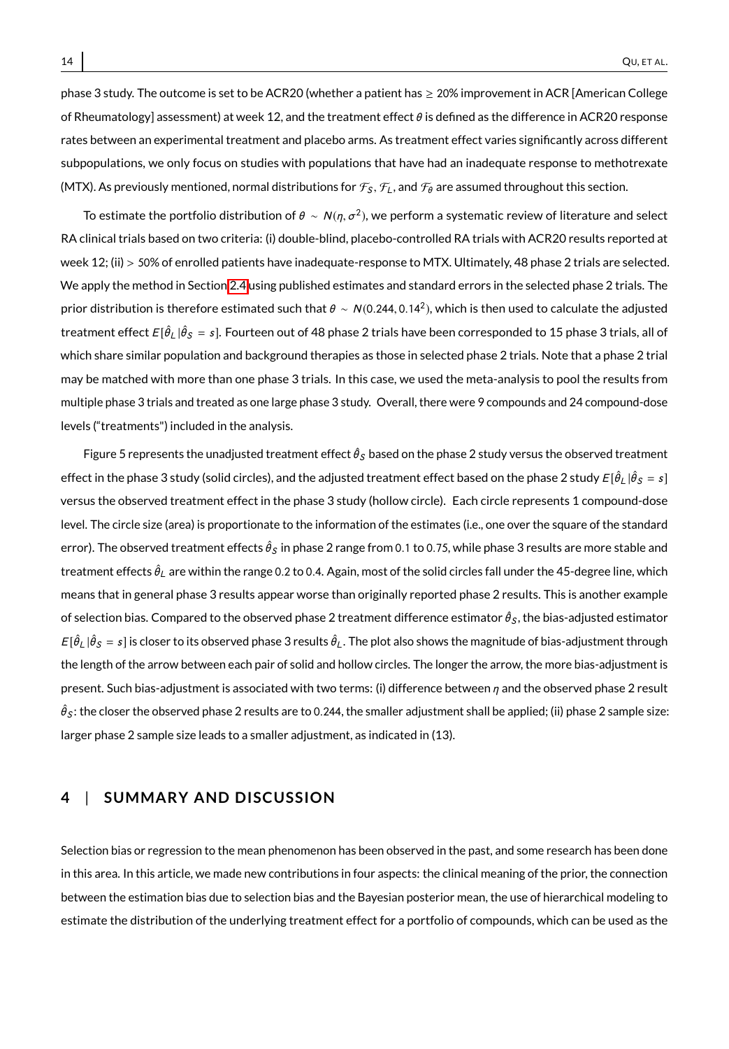phase 3 study. The outcome is set to be ACR20 (whether a patient has $\geq$ 20% improvement in ACR [American College of Rheumatology] assessment) at week 12, and the treatment effect $\theta$ is defined as the difference in ACR20 response rates between an experimental treatment and placebo arms. As treatment effect varies significantly across different subpopulations, we only focus on studies with populations that have had an inadequate response to methotrexate (MTX). As previously mentioned, normal distributions for $\mathcal{F}_S$, $\mathcal{F}_L$, and $\mathcal{F}_\theta$ are assumed throughout this section.

To estimate the portfolio distribution of $\theta \sim N(\eta, \sigma^2)$, we perform a systematic review of literature and select RA clinical trials based on two criteria: (i) double-blind, placebo-controlled RA trials with ACR20 results reported at week 12; (ii) $>$ 50% of enrolled patients have inadequate-response to MTX. Ultimately, 48 phase 2 trials are selected. We apply the method in Section 2.4 using published estimates and standard errors in the selected phase 2 trials. The prior distribution is therefore estimated such that $\theta \sim N(0.244, 0.14^2)$, which is then used to calculate the adjusted treatment effect $E[\hat{\theta}_L|\hat{\theta}_S = s]$. Fourteen out of 48 phase 2 trials have been corresponded to 15 phase 3 trials, all of which share similar population and background therapies as those in selected phase 2 trials. Note that a phase 2 trial may be matched with more than one phase 3 trials. In this case, we used the meta-analysis to pool the results from multiple phase 3 trials and treated as one large phase 3 study. Overall, there were 9 compounds and 24 compound-dose levels ("treatments") included in the analysis.

Figure 5 represents the unadjusted treatment effect $\hat{\theta}_S$ based on the phase 2 study versus the observed treatment effect in the phase 3 study (solid circles), and the adjusted treatment effect based on the phase 2 study $E[\hat{\theta}_L|\hat{\theta}_S = s]$ versus the observed treatment effect in the phase 3 study (hollow circle). Each circle represents 1 compound-dose level. The circle size (area) is proportionate to the information of the estimates (i.e., one over the square of the standard error). The observed treatment effects $\hat{\theta}_S$ in phase 2 range from 0.1 to 0.75, while phase 3 results are more stable and treatment effects $\hat{\theta}_L$ are within the range 0.2 to 0.4. Again, most of the solid circles fall under the 45-degree line, which means that in general phase 3 results appear worse than originally reported phase 2 results. This is another example of selection bias. Compared to the observed phase 2 treatment difference estimator $\hat{\theta}_S$, the bias-adjusted estimator $E[\hat{\theta}_L|\hat{\theta}_S = s]$ is closer to its observed phase 3 results $\hat{\theta}_L$. The plot also shows the magnitude of bias-adjustment through the length of the arrow between each pair of solid and hollow circles. The longer the arrow, the more bias-adjustment is present. Such bias-adjustment is associated with two terms: (i) difference between $\eta$ and the observed phase 2 result $\hat{\theta}_S$: the closer the observed phase 2 results are to 0.244, the smaller adjustment shall be applied; (ii) phase 2 sample size: larger phase 2 sample size leads to a smaller adjustment, as indicated in (13).

## 4 | SUMMARY AND DISCUSSION

Selection bias or regression to the mean phenomenon has been observed in the past, and some research has been done in this area. In this article, we made new contributions in four aspects: the clinical meaning of the prior, the connection between the estimation bias due to selection bias and the Bayesian posterior mean, the use of hierarchical modeling to estimate the distribution of the underlying treatment effect for a portfolio of compounds, which can be used as the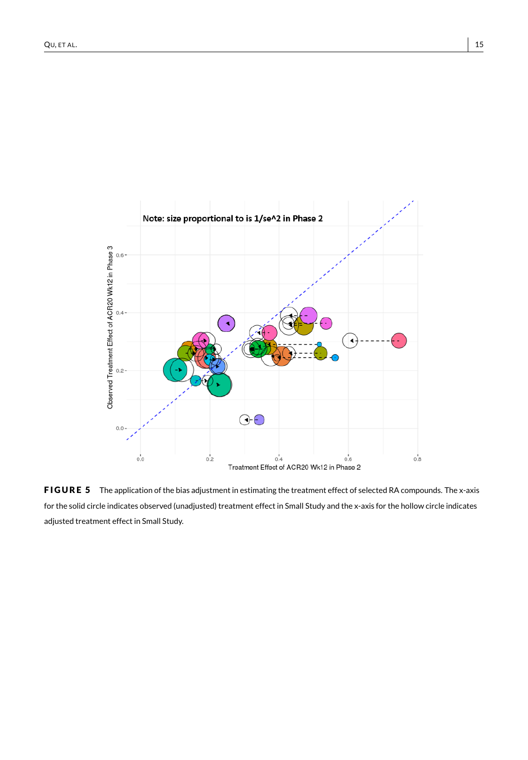**FIGURE 5** The application of the bias adjustment in estimating the treatment effect of selected RA compounds. The x-axis for the solid circle indicates observed (unadjusted) treatment effect in Small Study and the x-axis for the hollow circle indicates adjusted treatment effect in Small Study.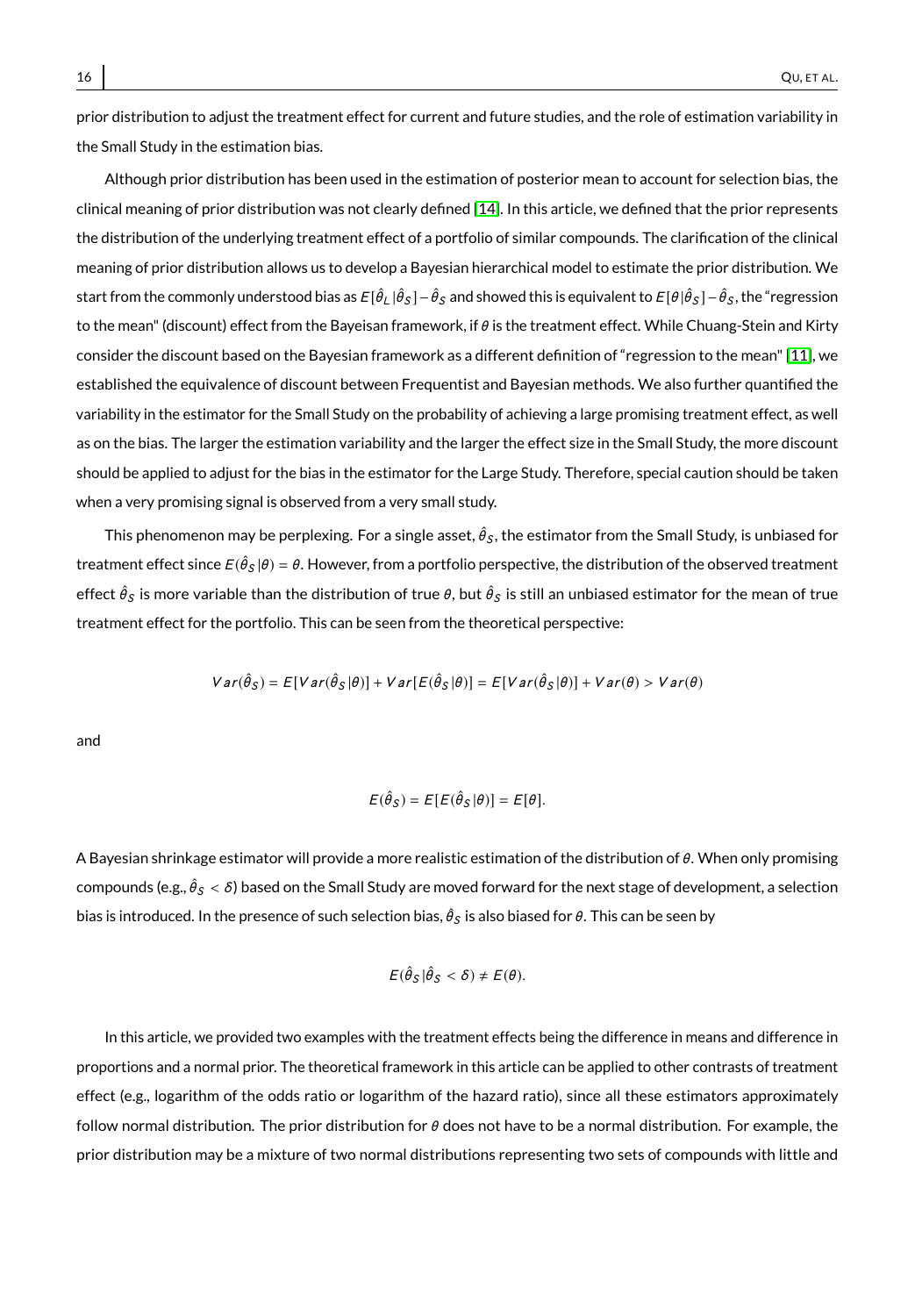prior distribution to adjust the treatment effect for current and future studies, and the role of estimation variability in the Small Study in the estimation bias.

Although prior distribution has been used in the estimation of posterior mean to account for selection bias, the clinical meaning of prior distribution was not clearly defined [14]. In this article, we defined that the prior represents the distribution of the underlying treatment effect of a portfolio of similar compounds. The clarification of the clinical meaning of prior distribution allows us to develop a Bayesian hierarchical model to estimate the prior distribution. We start from the commonly understood bias as $E[\hat{\theta}_L|\hat{\theta}_S] - \hat{\theta}_S$ and showed this is equivalent to $E[\theta|\hat{\theta}_S] - \hat{\theta}_S$, the "regression to the mean" (discount) effect from the Bayeisan framework, if $\theta$ is the treatment effect. While Chuang-Stein and Kirty consider the discount based on the Bayesian framework as a different definition of "regression to the mean" [11], we established the equivalence of discount between Frequentist and Bayesian methods. We also further quantified the variability in the estimator for the Small Study on the probability of achieving a large promising treatment effect, as well as on the bias. The larger the estimation variability and the larger the effect size in the Small Study, the more discount should be applied to adjust for the bias in the estimator for the Large Study. Therefore, special caution should be taken when a very promising signal is observed from a very small study.

This phenomenon may be perplexing. For a single asset, $\hat{\theta}_S$, the estimator from the Small Study, is unbiased for treatment effect since $E(\hat{\theta}_S|\theta) = \theta$. However, from a portfolio perspective, the distribution of the observed treatment effect $\hat{\theta}_S$ is more variable than the distribution of true $\theta$, but $\hat{\theta}_S$ is still an unbiased estimator for the mean of true treatment effect for the portfolio. This can be seen from the theoretical perspective:

$$Var(\hat{\theta}_S) = E[Var(\hat{\theta}_S|\theta)] + Var[E(\hat{\theta}_S|\theta)] = E[Var(\hat{\theta}_S|\theta)] + Var(\theta) > Var(\theta)$$

and

$$E(\hat{\theta}_S) = E[E(\hat{\theta}_S|\theta)] = E[\theta].$$

A Bayesian shrinkage estimator will provide a more realistic estimation of the distribution of $\theta$. When only promising compounds (e.g., $\hat{\theta}_S < \delta$) based on the Small Study are moved forward for the next stage of development, a selection bias is introduced. In the presence of such selection bias, $\hat{\theta}_S$ is also biased for $\theta$. This can be seen by

$$E(\hat{\theta}_S|\hat{\theta}_S < \delta) \neq E(\theta).$$

In this article, we provided two examples with the treatment effects being the difference in means and difference in proportions and a normal prior. The theoretical framework in this article can be applied to other contrasts of treatment effect (e.g., logarithm of the odds ratio or logarithm of the hazard ratio), since all these estimators approximately follow normal distribution. The prior distribution for $\theta$ does not have to be a normal distribution. For example, the prior distribution may be a mixture of two normal distributions representing two sets of compounds with little and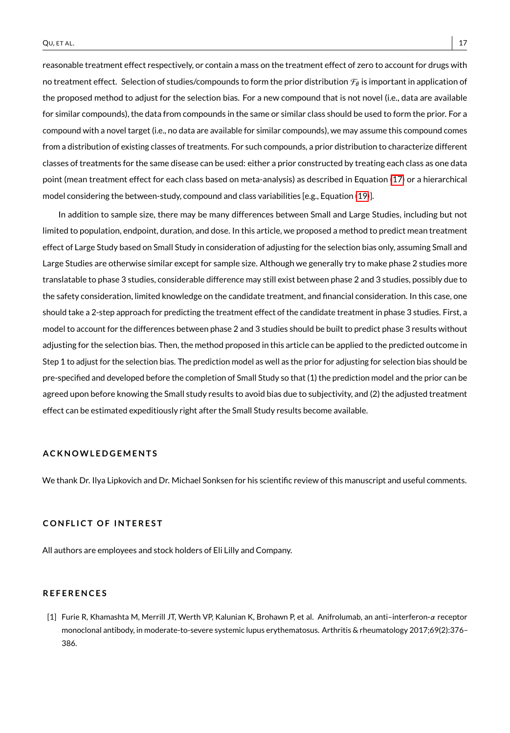reasonable treatment effect respectively, or contain a mass on the treatment effect of zero to account for drugs with no treatment effect. Selection of studies/compounds to form the prior distribution $\mathcal{F}_\theta$ is important in application of the proposed method to adjust for the selection bias. For a new compound that is not novel (i.e., data are available for similar compounds), the data from compounds in the same or similar class should be used to form the prior. For a compound with a novel target (i.e., no data are available for similar compounds), we may assume this compound comes from a distribution of existing classes of treatments. For such compounds, a prior distribution to characterize different classes of treatments for the same disease can be used: either a prior constructed by treating each class as one data point (mean treatment effect for each class based on meta-analysis) as described in Equation (17) or a hierarchical model considering the between-study, compound and class variabilities [e.g., Equation (19)].

In addition to sample size, there may be many differences between Small and Large Studies, including but not limited to population, endpoint, duration, and dose. In this article, we proposed a method to predict mean treatment effect of Large Study based on Small Study in consideration of adjusting for the selection bias only, assuming Small and Large Studies are otherwise similar except for sample size. Although we generally try to make phase 2 studies more translatable to phase 3 studies, considerable difference may still exist between phase 2 and 3 studies, possibly due to the safety consideration, limited knowledge on the candidate treatment, and financial consideration. In this case, one should take a 2-step approach for predicting the treatment effect of the candidate treatment in phase 3 studies. First, a model to account for the differences between phase 2 and 3 studies should be built to predict phase 3 results without adjusting for the selection bias. Then, the method proposed in this article can be applied to the predicted outcome in Step 1 to adjust for the selection bias. The prediction model as well as the prior for adjusting for selection bias should be pre-specified and developed before the completion of Small Study so that (1) the prediction model and the prior can be agreed upon before knowing the Small study results to avoid bias due to subjectivity, and (2) the adjusted treatment effect can be estimated expeditiously right after the Small Study results become available.

## ACKNOWLEDGEMENTS

We thank Dr. Ilya Lipkovich and Dr. Michael Sonksen for his scientific review of this manuscript and useful comments.

## CONFLICT OF INTEREST

All authors are employees and stock holders of Eli Lilly and Company.

## REFERENCES

[1] Furie R, Khamashta M, Merrill JT, Werth VP, Kalunian K, Brohawn P, et al. Anifrolumab, an anti–interferon-$\alpha$ receptor monoclonal antibody, in moderate-to-severe systemic lupus erythematosus. Arthritis & rheumatology 2017;69(2):376–386.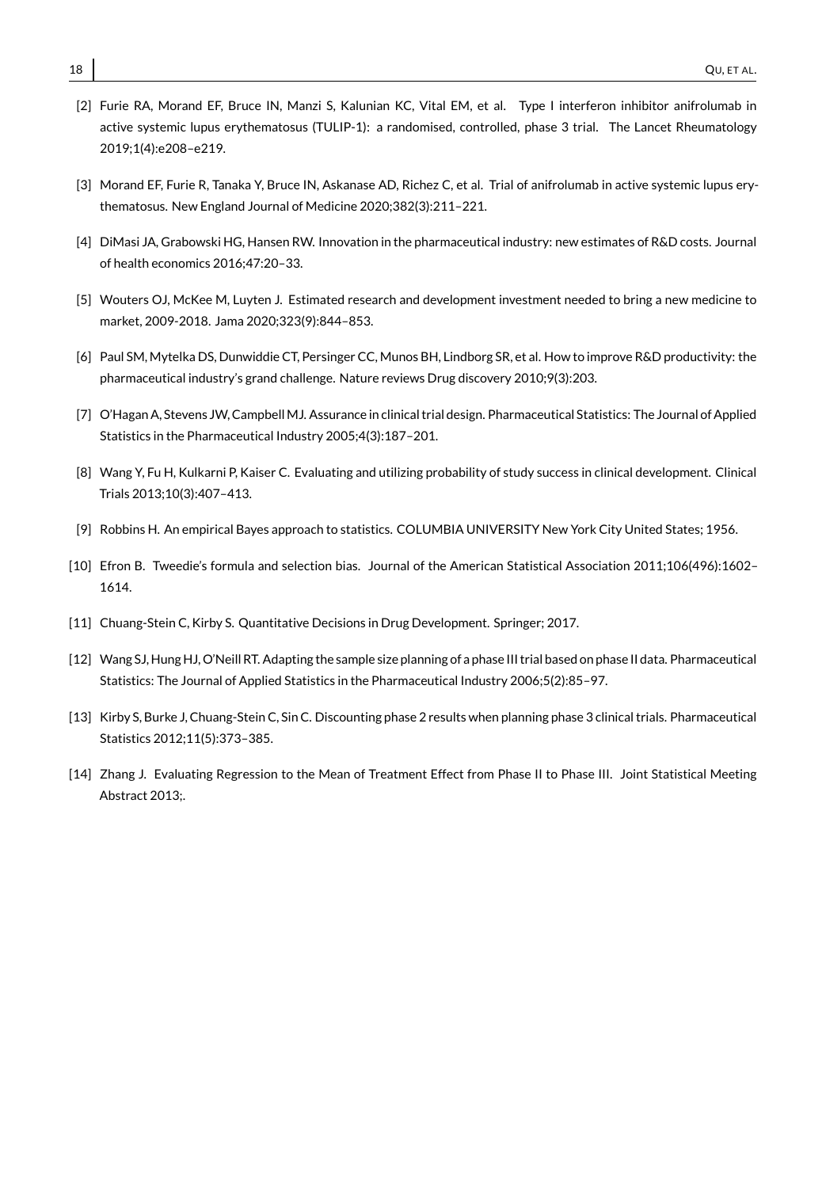[2] Furie RA, Morand EF, Bruce IN, Manzi S, Kalunian KC, Vital EM, et al. Type I interferon inhibitor anifrolumab in active systemic lupus erythematosus (TULIP-1): a randomised, controlled, phase 3 trial. The Lancet Rheumatology 2019;1(4):e208–e219.

[3] Morand EF, Furie R, Tanaka Y, Bruce IN, Askanase AD, Richez C, et al. Trial of anifrolumab in active systemic lupus erythematosus. New England Journal of Medicine 2020;382(3):211–221.

[4] DiMasi JA, Grabowski HG, Hansen RW. Innovation in the pharmaceutical industry: new estimates of R&D costs. Journal of health economics 2016;47:20–33.

[5] Wouters OJ, McKee M, Luyten J. Estimated research and development investment needed to bring a new medicine to market, 2009-2018. Jama 2020;323(9):844–853.

[6] Paul SM, Mytelka DS, Dunwiddie CT, Persinger CC, Munos BH, Lindborg SR, et al. How to improve R&D productivity: the pharmaceutical industry's grand challenge. Nature reviews Drug discovery 2010;9(3):203.

[7] O'Hagan A, Stevens JW, Campbell MJ. Assurance in clinical trial design. Pharmaceutical Statistics: The Journal of Applied Statistics in the Pharmaceutical Industry 2005;4(3):187–201.

[8] Wang Y, Fu H, Kulkarni P, Kaiser C. Evaluating and utilizing probability of study success in clinical development. Clinical Trials 2013;10(3):407–413.

[9] Robbins H. An empirical Bayes approach to statistics. COLUMBIA UNIVERSITY New York City United States; 1956.

[10] Efron B. Tweedie's formula and selection bias. Journal of the American Statistical Association 2011;106(496):1602–1614.

[11] Chuang-Stein C, Kirby S. Quantitative Decisions in Drug Development. Springer; 2017.

[12] Wang SJ, Hung HJ, O'Neill RT. Adapting the sample size planning of a phase III trial based on phase II data. Pharmaceutical Statistics: The Journal of Applied Statistics in the Pharmaceutical Industry 2006;5(2):85–97.

[13] Kirby S, Burke J, Chuang-Stein C, Sin C. Discounting phase 2 results when planning phase 3 clinical trials. Pharmaceutical Statistics 2012;11(5):373–385.

[14] Zhang J. Evaluating Regression to the Mean of Treatment Effect from Phase II to Phase III. Joint Statistical Meeting Abstract 2013;.